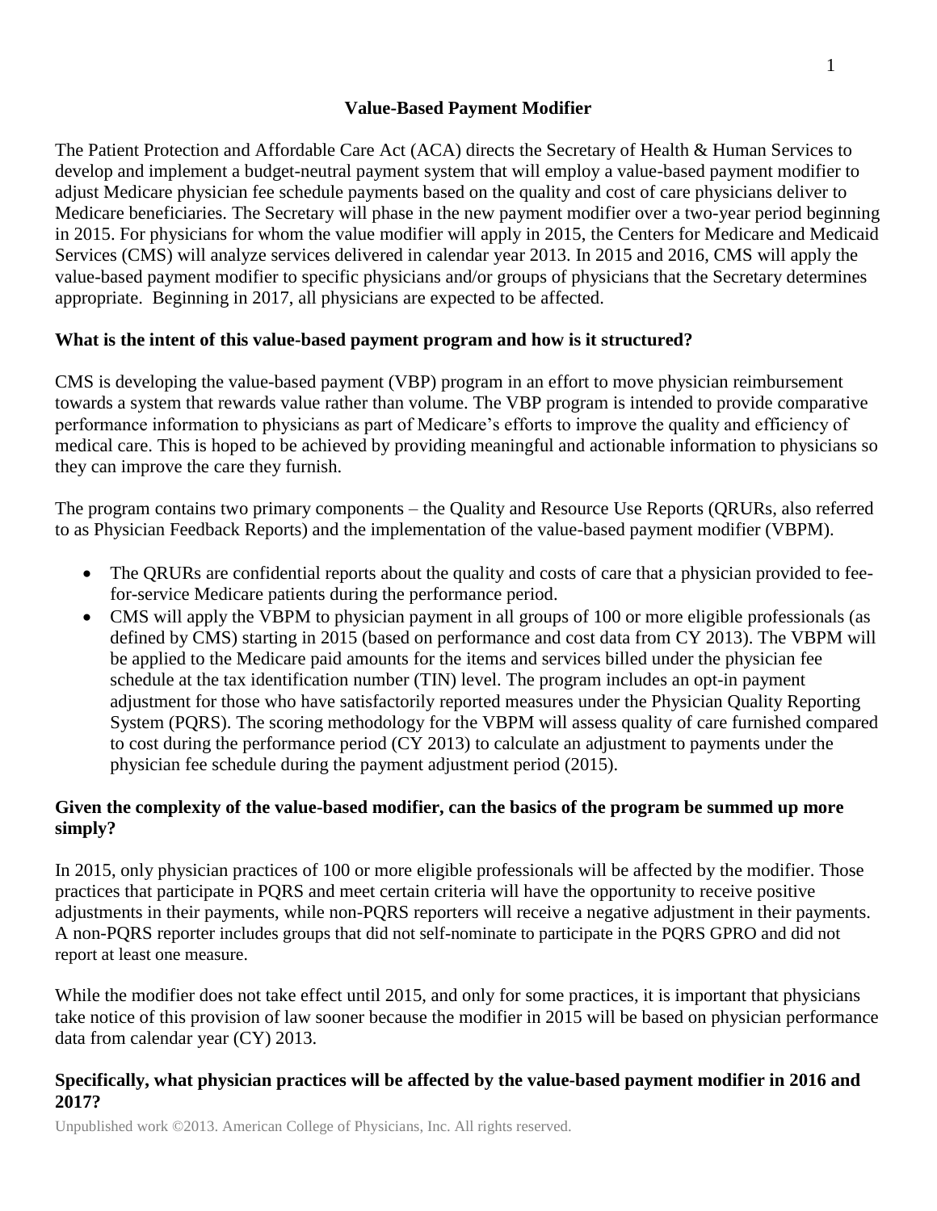# Value-Based Payment Modifier

The Patient Protection and Affordable Care Act (ACA) directs the Secretary of Health & Human Services to develop and implement a budget-neutral payment system that will employ a value-based payment modifier to adjust Medicare physician fee schedule payments based on the quality and cost of care physicians deliver to Medicare beneficiaries. The Secretary will phase in the new payment modifier over a two-year period beginning in 2015. For physicians for whom the value modifier will apply in 2015, the Centers for Medicare and Medicaid Services (CMS) will analyze services delivered in calendar year 2013. In 2015 and 2016, CMS will apply the value-based payment modifier to specific physicians and/or groups of physicians that the Secretary determines appropriate. Beginning in 2017, all physicians are expected to be affected.

## What is the intent of this value-based payment program and how is it structured?

CMS is developing the value-based payment (VBP) program in an effort to move physician reimbursement towards a system that rewards value rather than volume. The VBP program is intended to provide comparative performance information to physicians as part of Medicare's efforts to improve the quality and efficiency of medical care. This is hoped to be achieved by providing meaningful and actionable information to physicians so they can improve the care they furnish.

The program contains two primary components – the Quality and Resource Use Reports (QRURs, also referred to as Physician Feedback Reports) and the implementation of the value-based payment modifier (VBPM).

- The QRURs are confidential reports about the quality and costs of care that a physician provided to fee-for-service Medicare patients during the performance period.
- CMS will apply the VBPM to physician payment in all groups of 100 or more eligible professionals (as defined by CMS) starting in 2015 (based on performance and cost data from CY 2013). The VBPM will be applied to the Medicare paid amounts for the items and services billed under the physician fee schedule at the tax identification number (TIN) level. The program includes an opt-in payment adjustment for those who have satisfactorily reported measures under the Physician Quality Reporting System (PQRS). The scoring methodology for the VBPM will assess quality of care furnished compared to cost during the performance period (CY 2013) to calculate an adjustment to payments under the physician fee schedule during the payment adjustment period (2015).

## Given the complexity of the value-based modifier, can the basics of the program be summed up more simply?

In 2015, only physician practices of 100 or more eligible professionals will be affected by the modifier. Those practices that participate in PQRS and meet certain criteria will have the opportunity to receive positive adjustments in their payments, while non-PQRS reporters will receive a negative adjustment in their payments. A non-PQRS reporter includes groups that did not self-nominate to participate in the PQRS GPRO and did not report at least one measure.

While the modifier does not take effect until 2015, and only for some practices, it is important that physicians take notice of this provision of law sooner because the modifier in 2015 will be based on physician performance data from calendar year (CY) 2013.

## Specifically, what physician practices will be affected by the value-based payment modifier in 2016 and 2017?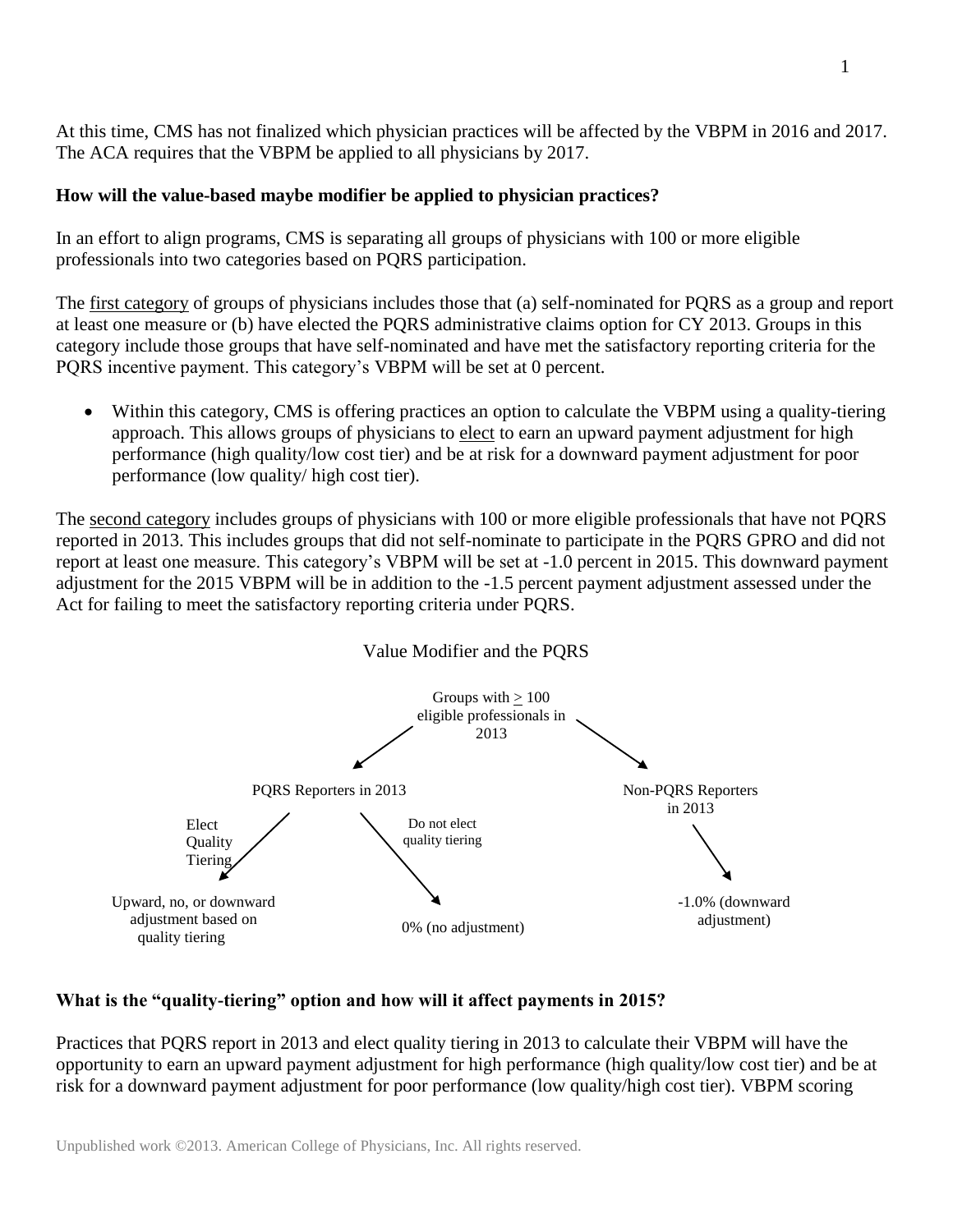At this time, CMS has not finalized which physician practices will be affected by the VBPM in 2016 and 2017. The ACA requires that the VBPM be applied to all physicians by 2017.

**How will the value-based maybe modifier be applied to physician practices?**

In an effort to align programs, CMS is separating all groups of physicians with 100 or more eligible professionals into two categories based on PQRS participation.

The first category of groups of physicians includes those that (a) self-nominated for PQRS as a group and report at least one measure or (b) have elected the PQRS administrative claims option for CY 2013. Groups in this category include those groups that have self-nominated and have met the satisfactory reporting criteria for the PQRS incentive payment. This category's VBPM will be set at 0 percent.

- Within this category, CMS is offering practices an option to calculate the VBPM using a quality-tiering approach. This allows groups of physicians to elect to earn an upward payment adjustment for high performance (high quality/low cost tier) and be at risk for a downward payment adjustment for poor performance (low quality/ high cost tier).

The second category includes groups of physicians with 100 or more eligible professionals that have not PQRS reported in 2013. This includes groups that did not self-nominate to participate in the PQRS GPRO and did not report at least one measure. This category's VBPM will be set at -1.0 percent in 2015. This downward payment adjustment for the 2015 VBPM will be in addition to the -1.5 percent payment adjustment assessed under the Act for failing to meet the satisfactory reporting criteria under PQRS.

Value Modifier and the PQRS

Groups with ≥ 100 eligible professionals in 2013

- PQRS Reporters in 2013
  - Elect Quality Tiering → Upward, no, or downward adjustment based on quality tiering
  - Do not elect quality tiering → 0% (no adjustment)
- Non-PQRS Reporters in 2013 → -1.0% (downward adjustment)

**What is the "quality-tiering" option and how will it affect payments in 2015?**

Practices that PQRS report in 2013 and elect quality tiering in 2013 to calculate their VBPM will have the opportunity to earn an upward payment adjustment for high performance (high quality/low cost tier) and be at risk for a downward payment adjustment for poor performance (low quality/high cost tier). VBPM scoring

Unpublished work ©2013. American College of Physicians, Inc. All rights reserved.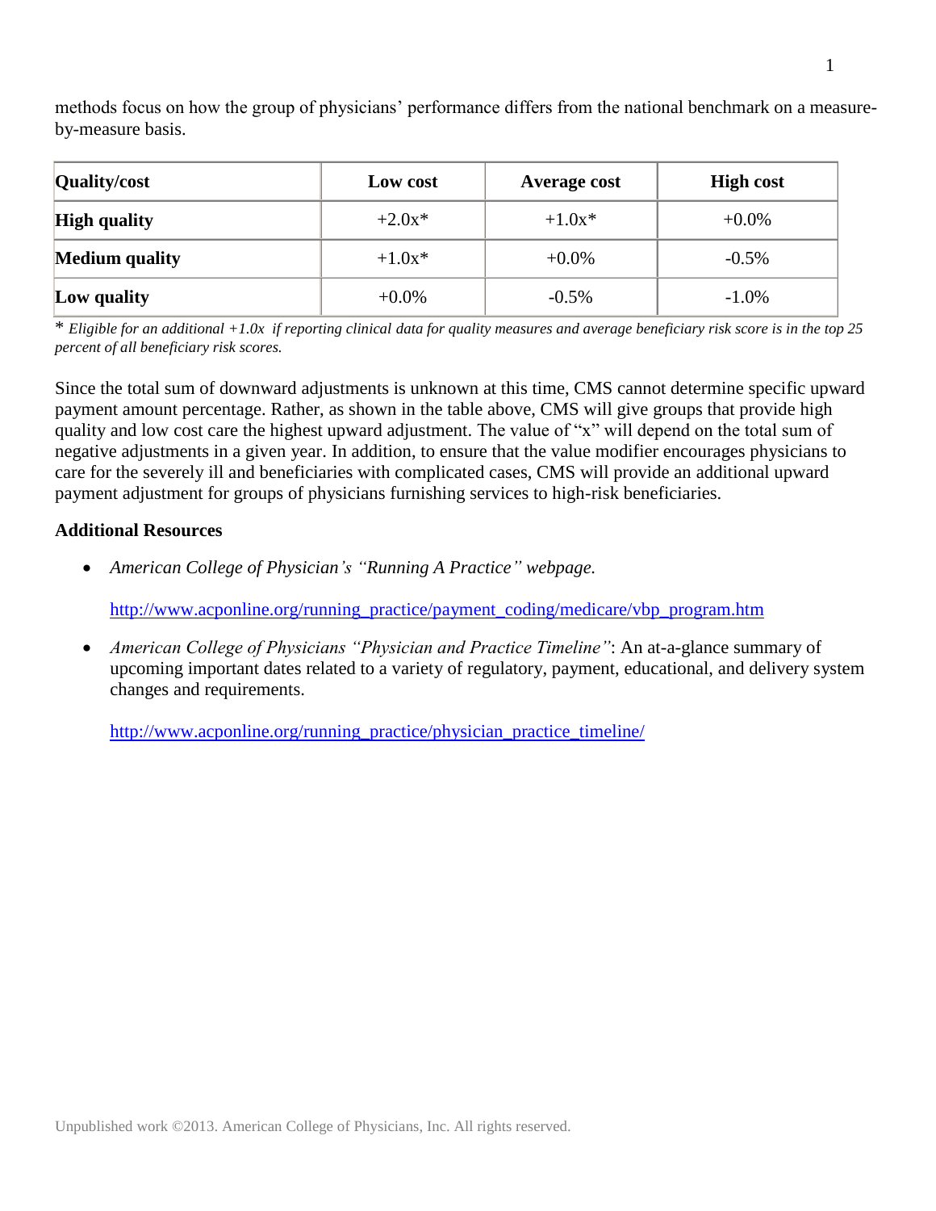methods focus on how the group of physicians' performance differs from the national benchmark on a measure-by-measure basis.

| Quality/cost | Low cost | Average cost | High cost |
| --- | --- | --- | --- |
| **High quality** | +2.0x* | +1.0x* | +0.0% |
| **Medium quality** | +1.0x* | +0.0% | -0.5% |
| **Low quality** | +0.0% | -0.5% | -1.0% |

\* *Eligible for an additional +1.0x if reporting clinical data for quality measures and average beneficiary risk score is in the top 25 percent of all beneficiary risk scores.*

Since the total sum of downward adjustments is unknown at this time, CMS cannot determine specific upward payment amount percentage. Rather, as shown in the table above, CMS will give groups that provide high quality and low cost care the highest upward adjustment. The value of "x" will depend on the total sum of negative adjustments in a given year. In addition, to ensure that the value modifier encourages physicians to care for the severely ill and beneficiaries with complicated cases, CMS will provide an additional upward payment adjustment for groups of physicians furnishing services to high-risk beneficiaries.

**Additional Resources**

- *American College of Physician's "Running A Practice" webpage.*

  http://www.acponline.org/running_practice/payment_coding/medicare/vbp_program.htm

- *American College of Physicians "Physician and Practice Timeline"*: An at-a-glance summary of upcoming important dates related to a variety of regulatory, payment, educational, and delivery system changes and requirements.

  http://www.acponline.org/running_practice/physician_practice_timeline/

Unpublished work ©2013. American College of Physicians, Inc. All rights reserved.